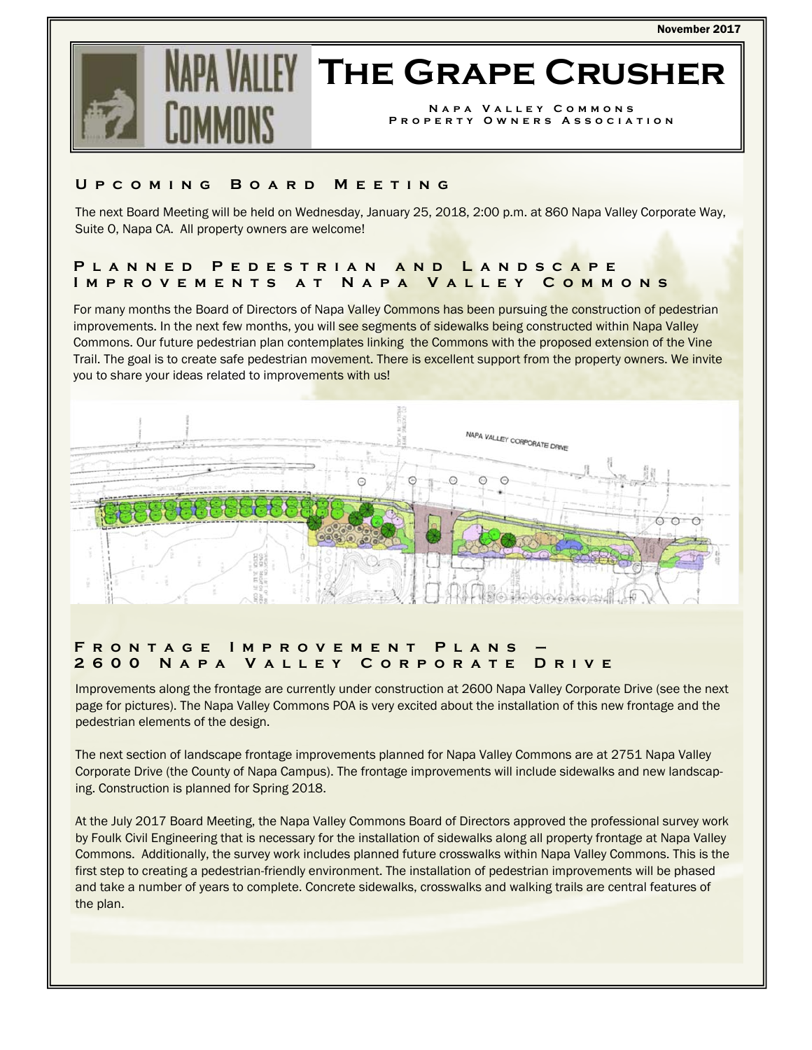November 2017

# The Grape Crusher

**Napa Valley Commons Property Owners Association**

## Upcoming Board Meeting

The next Board Meeting will be held on Wednesday, January 25, 2018, 2:00 p.m. at 860 Napa Valley Corporate Way, Suite O, Napa CA. All property owners are welcome!

## Planned Pedestrian and Landscape Improvements at Napa Valley Commons

For many months the Board of Directors of Napa Valley Commons has been pursuing the construction of pedestrian improvements. In the next few months, you will see segments of sidewalks being constructed within Napa Valley Commons. Our future pedestrian plan contemplates linking the Commons with the proposed extension of the Vine Trail. The goal is to create safe pedestrian movement. There is excellent support from the property owners. We invite you to share your ideas related to improvements with us!

## Frontage Improvement Plans – 2600 Napa Valley Corporate Drive

Improvements along the frontage are currently under construction at 2600 Napa Valley Corporate Drive (see the next page for pictures). The Napa Valley Commons POA is very excited about the installation of this new frontage and the pedestrian elements of the design.

The next section of landscape frontage improvements planned for Napa Valley Commons are at 2751 Napa Valley Corporate Drive (the County of Napa Campus). The frontage improvements will include sidewalks and new landscaping. Construction is planned for Spring 2018.

At the July 2017 Board Meeting, the Napa Valley Commons Board of Directors approved the professional survey work by Foulk Civil Engineering that is necessary for the installation of sidewalks along all property frontage at Napa Valley Commons. Additionally, the survey work includes planned future crosswalks within Napa Valley Commons. This is the first step to creating a pedestrian-friendly environment. The installation of pedestrian improvements will be phased and take a number of years to complete. Concrete sidewalks, crosswalks and walking trails are central features of the plan.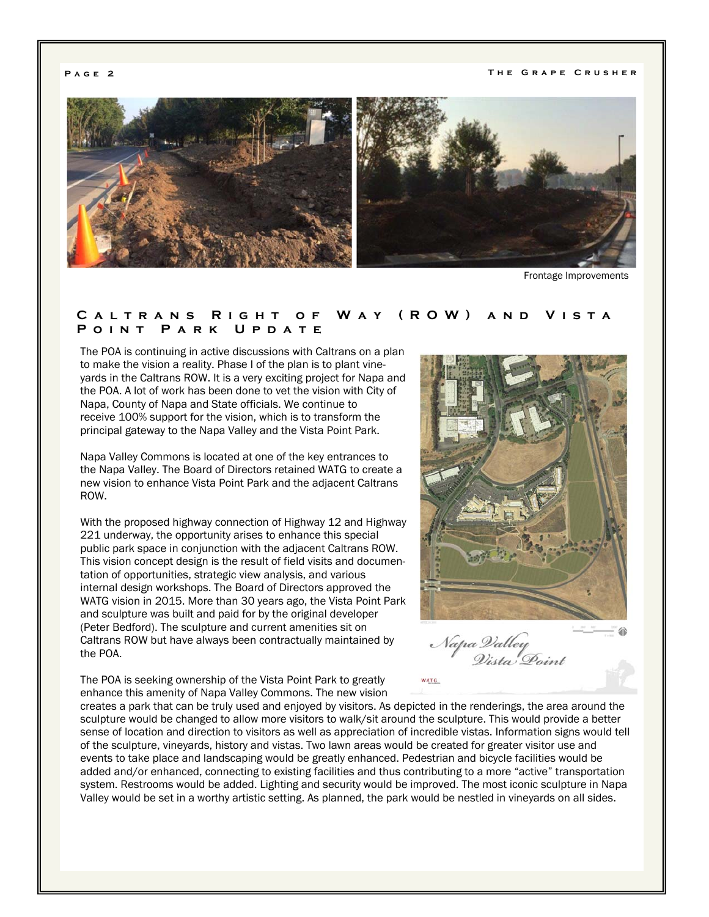Frontage Improvements

## Caltrans Right of Way (ROW) and Vista Point Park Update

The POA is continuing in active discussions with Caltrans on a plan to make the vision a reality. Phase I of the plan is to plant vineyards in the Caltrans ROW. It is a very exciting project for Napa and the POA. A lot of work has been done to vet the vision with City of Napa, County of Napa and State officials. We continue to receive 100% support for the vision, which is to transform the principal gateway to the Napa Valley and the Vista Point Park.

Napa Valley Commons is located at one of the key entrances to the Napa Valley. The Board of Directors retained WATG to create a new vision to enhance Vista Point Park and the adjacent Caltrans ROW.

With the proposed highway connection of Highway 12 and Highway 221 underway, the opportunity arises to enhance this special public park space in conjunction with the adjacent Caltrans ROW. This vision concept design is the result of field visits and documentation of opportunities, strategic view analysis, and various internal design workshops. The Board of Directors approved the WATG vision in 2015. More than 30 years ago, the Vista Point Park and sculpture was built and paid for by the original developer (Peter Bedford). The sculpture and current amenities sit on Caltrans ROW but have always been contractually maintained by the POA.

*Napa Valley Vista Point*

The POA is seeking ownership of the Vista Point Park to greatly enhance this amenity of Napa Valley Commons. The new vision creates a park that can be truly used and enjoyed by visitors. As depicted in the renderings, the area around the sculpture would be changed to allow more visitors to walk/sit around the sculpture. This would provide a better sense of location and direction to visitors as well as appreciation of incredible vistas. Information signs would tell of the sculpture, vineyards, history and vistas. Two lawn areas would be created for greater visitor use and events to take place and landscaping would be greatly enhanced. Pedestrian and bicycle facilities would be added and/or enhanced, connecting to existing facilities and thus contributing to a more "active" transportation system. Restrooms would be added. Lighting and security would be improved. The most iconic sculpture in Napa Valley would be set in a worthy artistic setting. As planned, the park would be nestled in vineyards on all sides.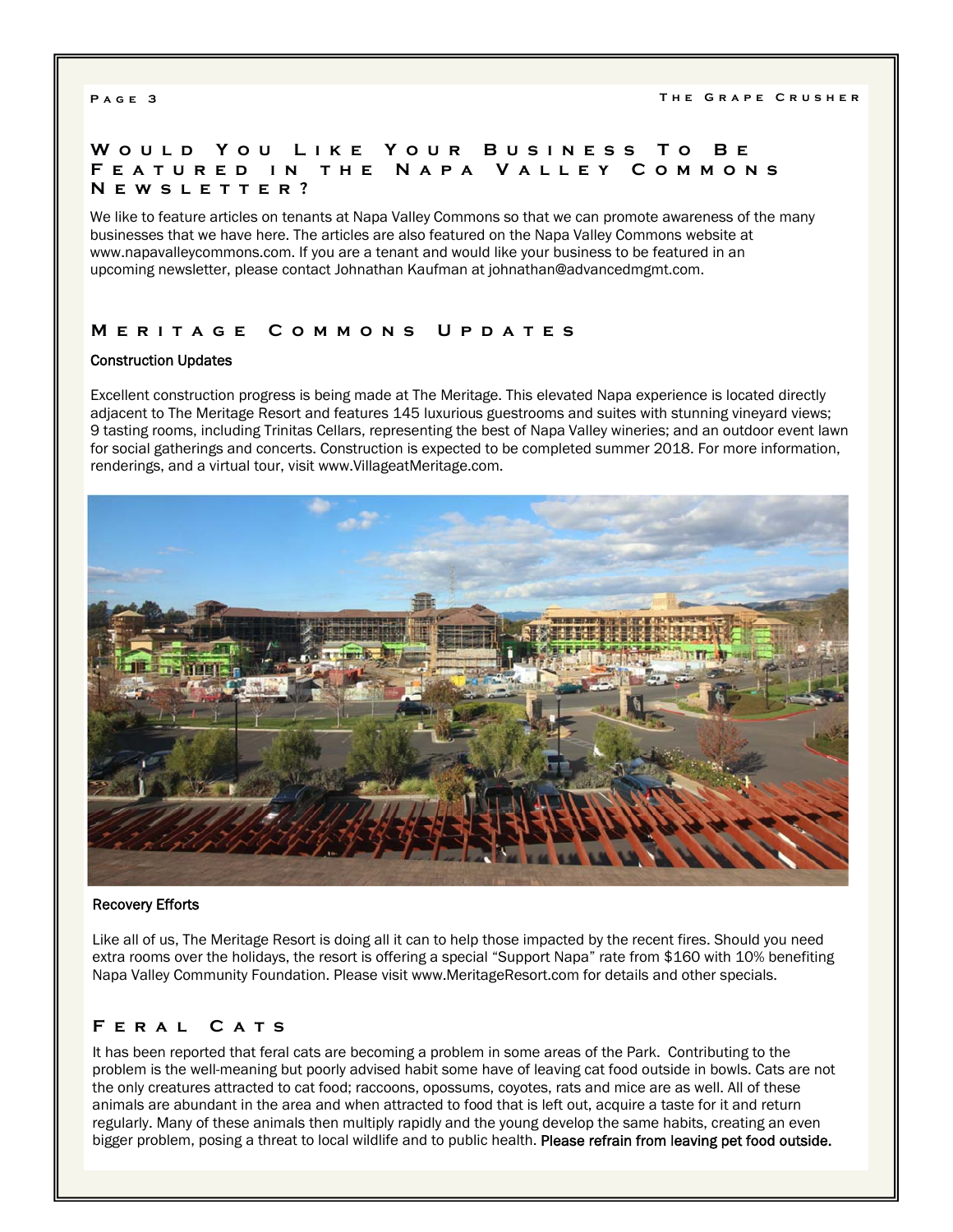## Would You Like Your Business To Be Featured in the Napa Valley Commons Newsletter?

We like to feature articles on tenants at Napa Valley Commons so that we can promote awareness of the many businesses that we have here. The articles are also featured on the Napa Valley Commons website at www.napavalleycommons.com. If you are a tenant and would like your business to be featured in an upcoming newsletter, please contact Johnathan Kaufman at johnathan@advancedmgmt.com.

## Meritage Commons Updates

**Construction Updates**

Excellent construction progress is being made at The Meritage. This elevated Napa experience is located directly adjacent to The Meritage Resort and features 145 luxurious guestrooms and suites with stunning vineyard views; 9 tasting rooms, including Trinitas Cellars, representing the best of Napa Valley wineries; and an outdoor event lawn for social gatherings and concerts. Construction is expected to be completed summer 2018. For more information, renderings, and a virtual tour, visit www.VillageatMeritage.com.

**Recovery Efforts**

Like all of us, The Meritage Resort is doing all it can to help those impacted by the recent fires. Should you need extra rooms over the holidays, the resort is offering a special "Support Napa" rate from $160 with 10% benefiting Napa Valley Community Foundation. Please visit www.MeritageResort.com for details and other specials.

## Feral Cats

It has been reported that feral cats are becoming a problem in some areas of the Park. Contributing to the problem is the well-meaning but poorly advised habit some have of leaving cat food outside in bowls. Cats are not the only creatures attracted to cat food; raccoons, opossums, coyotes, rats and mice are as well. All of these animals are abundant in the area and when attracted to food that is left out, acquire a taste for it and return regularly. Many of these animals then multiply rapidly and the young develop the same habits, creating an even bigger problem, posing a threat to local wildlife and to public health. **Please refrain from leaving pet food outside.**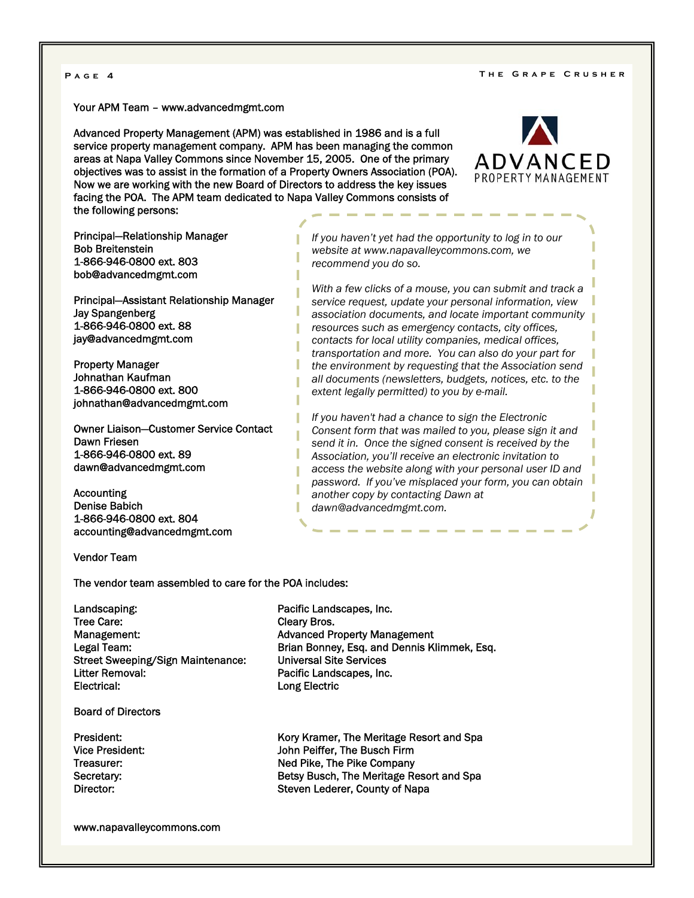## Your APM Team – www.advancedmgmt.com

Advanced Property Management (APM) was established in 1986 and is a full service property management company. APM has been managing the common areas at Napa Valley Commons since November 15, 2005. One of the primary objectives was to assist in the formation of a Property Owners Association (POA). Now we are working with the new Board of Directors to address the key issues facing the POA. The APM team dedicated to Napa Valley Commons consists of the following persons:

Principal—Relationship Manager
Bob Breitenstein
1-866-946-0800 ext. 803
bob@advancedmgmt.com

Principal—Assistant Relationship Manager
Jay Spangenberg
1-866-946-0800 ext. 88
jay@advancedmgmt.com

Property Manager
Johnathan Kaufman
1-866-946-0800 ext. 800
johnathan@advancedmgmt.com

Owner Liaison—Customer Service Contact
Dawn Friesen
1-866-946-0800 ext. 89
dawn@advancedmgmt.com

Accounting
Denise Babich
1-866-946-0800 ext. 804
accounting@advancedmgmt.com

*If you haven't yet had the opportunity to log in to our website at www.napavalleycommons.com, we recommend you do so.*

*With a few clicks of a mouse, you can submit and track a service request, update your personal information, view association documents, and locate important community resources such as emergency contacts, city offices, contacts for local utility companies, medical offices, transportation and more. You can also do your part for the environment by requesting that the Association send all documents (newsletters, budgets, notices, etc. to the extent legally permitted) to you by e-mail.*

*If you haven't had a chance to sign the Electronic Consent form that was mailed to you, please sign it and send it in. Once the signed consent is received by the Association, you'll receive an electronic invitation to access the website along with your personal user ID and password. If you've misplaced your form, you can obtain another copy by contacting Dawn at dawn@advancedmgmt.com.*

## Vendor Team

The vendor team assembled to care for the POA includes:

| | |
|---|---|
| Landscaping: | Pacific Landscapes, Inc. |
| Tree Care: | Cleary Bros. |
| Management: | Advanced Property Management |
| Legal Team: | Brian Bonney, Esq. and Dennis Klimmek, Esq. |
| Street Sweeping/Sign Maintenance: | Universal Site Services |
| Litter Removal: | Pacific Landscapes, Inc. |
| Electrical: | Long Electric |

## Board of Directors

| | |
|---|---|
| President: | Kory Kramer, The Meritage Resort and Spa |
| Vice President: | John Peiffer, The Busch Firm |
| Treasurer: | Ned Pike, The Pike Company |
| Secretary: | Betsy Busch, The Meritage Resort and Spa |
| Director: | Steven Lederer, County of Napa |

www.napavalleycommons.com